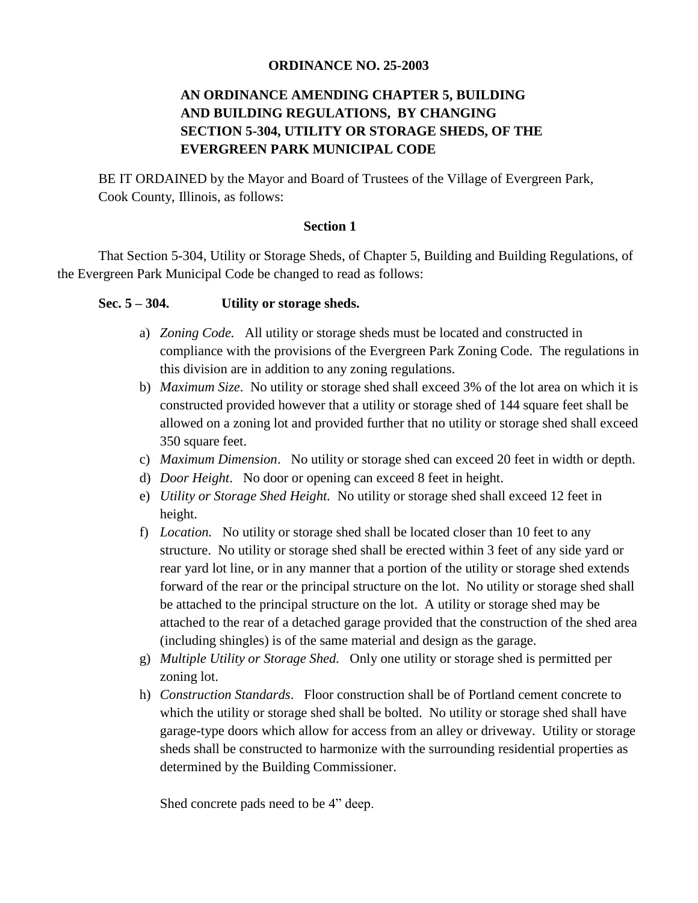**ORDINANCE NO. 25-2003**

**AN ORDINANCE AMENDING CHAPTER 5, BUILDING AND BUILDING REGULATIONS, BY CHANGING SECTION 5-304, UTILITY OR STORAGE SHEDS, OF THE EVERGREEN PARK MUNICIPAL CODE**

BE IT ORDAINED by the Mayor and Board of Trustees of the Village of Evergreen Park, Cook County, Illinois, as follows:

**Section 1**

That Section 5-304, Utility or Storage Sheds, of Chapter 5, Building and Building Regulations, of the Evergreen Park Municipal Code be changed to read as follows:

**Sec. 5 – 304. Utility or storage sheds.**

a) *Zoning Code.* All utility or storage sheds must be located and constructed in compliance with the provisions of the Evergreen Park Zoning Code. The regulations in this division are in addition to any zoning regulations.
b) *Maximum Size*. No utility or storage shed shall exceed 3% of the lot area on which it is constructed provided however that a utility or storage shed of 144 square feet shall be allowed on a zoning lot and provided further that no utility or storage shed shall exceed 350 square feet.
c) *Maximum Dimension*. No utility or storage shed can exceed 20 feet in width or depth.
d) *Door Height*. No door or opening can exceed 8 feet in height.
e) *Utility or Storage Shed Height.* No utility or storage shed shall exceed 12 feet in height.
f) *Location.* No utility or storage shed shall be located closer than 10 feet to any structure. No utility or storage shed shall be erected within 3 feet of any side yard or rear yard lot line, or in any manner that a portion of the utility or storage shed extends forward of the rear or the principal structure on the lot. No utility or storage shed shall be attached to the principal structure on the lot. A utility or storage shed may be attached to the rear of a detached garage provided that the construction of the shed area (including shingles) is of the same material and design as the garage.
g) *Multiple Utility or Storage Shed.* Only one utility or storage shed is permitted per zoning lot.
h) *Construction Standards*. Floor construction shall be of Portland cement concrete to which the utility or storage shed shall be bolted. No utility or storage shed shall have garage-type doors which allow for access from an alley or driveway. Utility or storage sheds shall be constructed to harmonize with the surrounding residential properties as determined by the Building Commissioner.

Shed concrete pads need to be 4” deep.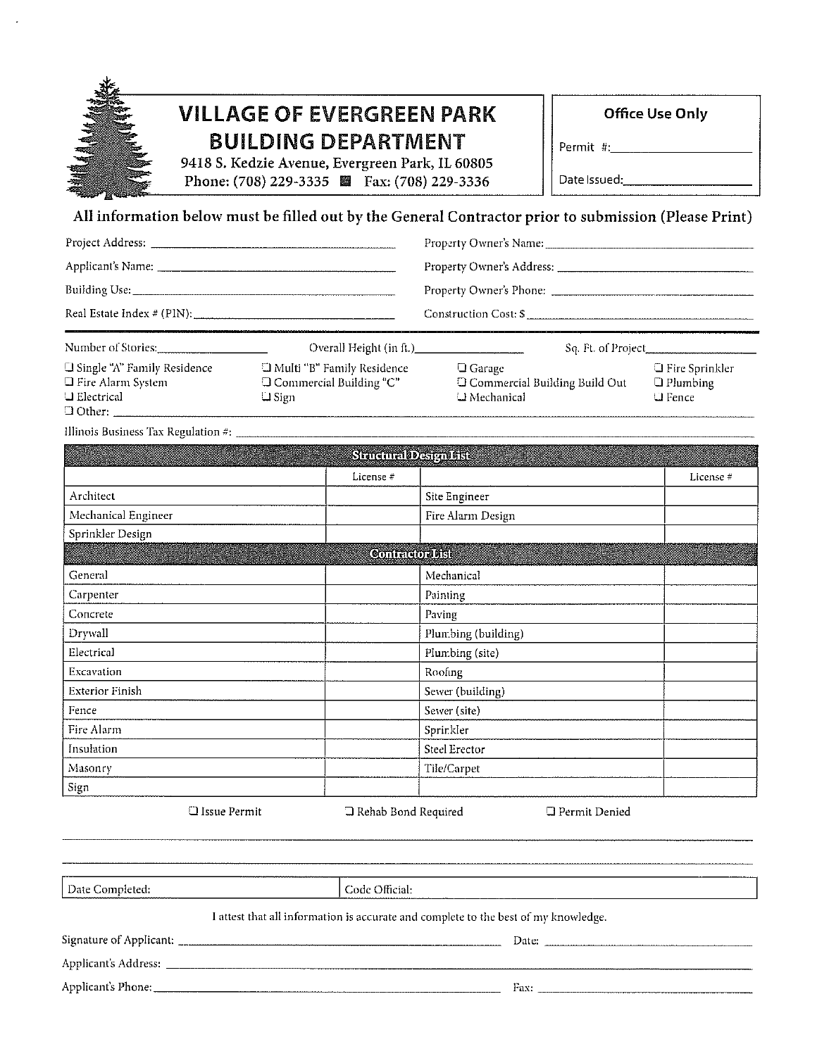# VILLAGE OF EVERGREEN PARK BUILDING DEPARTMENT

9418 S. Kedzie Avenue, Evergreen Park, IL 60805
Phone: (708) 229-3335 ■ Fax: (708) 229-3336

**Office Use Only**

Permit #: ____________________

Date Issued: ____________________

**All information below must be filled out by the General Contractor prior to submission (Please Print)**

Project Address: ____________________ Property Owner's Name: ____________________

Applicant's Name: ____________________ Property Owner's Address: ____________________

Building Use: ____________________ Property Owner's Phone: ____________________

Real Estate Index # (PIN): ____________________ Construction Cost: $ ____________________

Number of Stories: __________ Overall Height (in ft.) __________ Sq. Ft. of Project __________

- ☐ Single "A" Family Residence
- ☐ Multi "B" Family Residence
- ☐ Garage
- ☐ Fire Sprinkler
- ☐ Fire Alarm System
- ☐ Commercial Building "C"
- ☐ Commercial Building Build Out
- ☐ Plumbing
- ☐ Electrical
- ☐ Sign
- ☐ Mechanical
- ☐ Fence
- ☐ Other: ____________________

Illinois Business Tax Regulation #: ____________________

| | | | |
|---|---|---|---|
| **Structural Design List** | | | |
| | License # | | License # |
| Architect | | Site Engineer | |
| Mechanical Engineer | | Fire Alarm Design | |
| Sprinkler Design | | | |
| **Contractor List** | | | |
| General | | Mechanical | |
| Carpenter | | Painting | |
| Concrete | | Paving | |
| Drywall | | Plumbing (building) | |
| Electrical | | Plumbing (site) | |
| Excavation | | Roofing | |
| Exterior Finish | | Sewer (building) | |
| Fence | | Sewer (site) | |
| Fire Alarm | | Sprinkler | |
| Insulation | | Steel Erector | |
| Masonry | | Tile/Carpet | |
| Sign | | | |

☐ Issue Permit ☐ Rehab Bond Required ☐ Permit Denied

____________________________________________________________

____________________________________________________________

| | |
|---|---|
| Date Completed: | Code Official: |

I attest that all information is accurate and complete to the best of my knowledge.

Signature of Applicant: ____________________ Date: ____________________

Applicant's Address: ____________________

Applicant's Phone: ____________________ Fax: ____________________